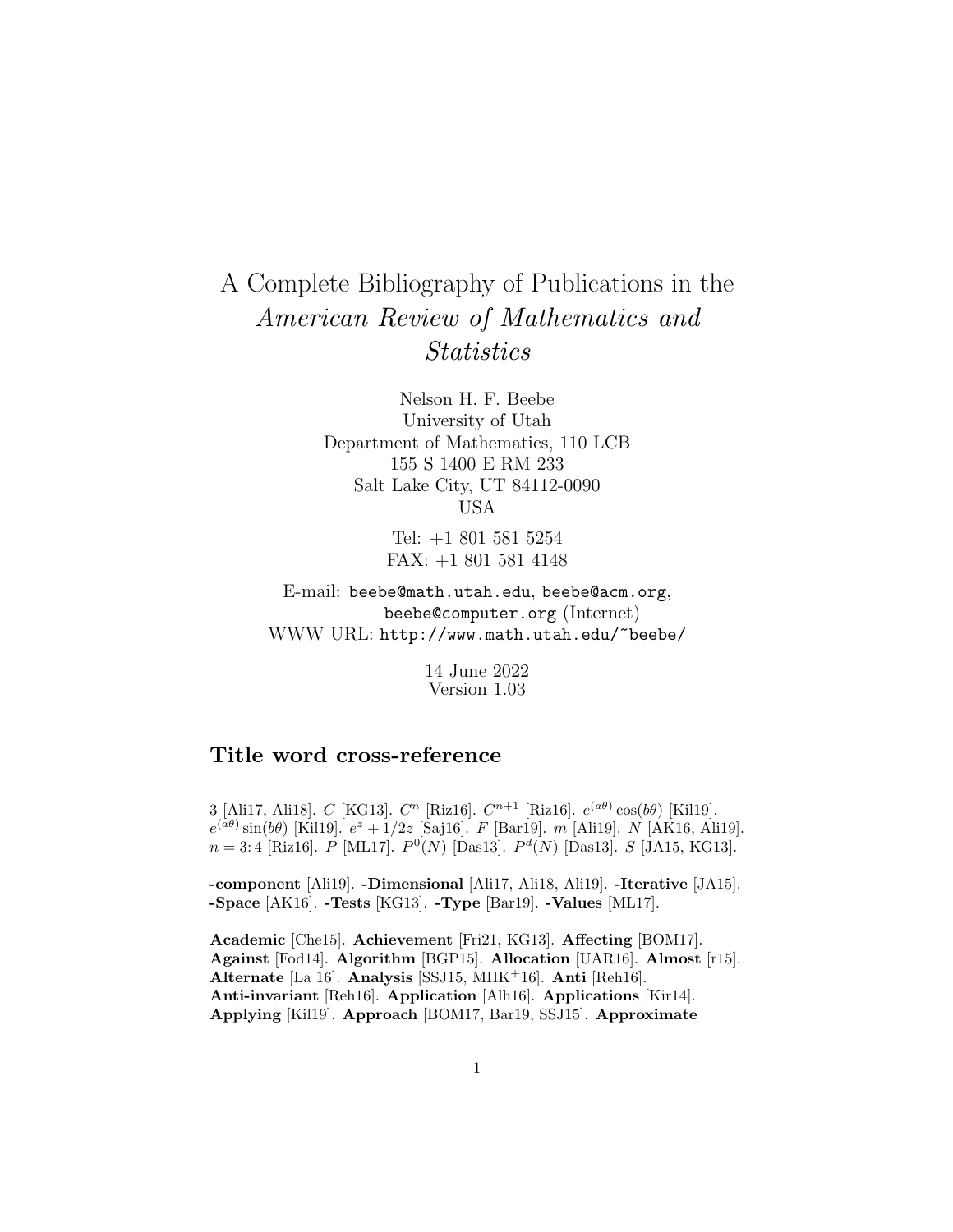# A Complete Bibliography of Publications in the *American Review of Mathematics and Statistics*

Nelson H. F. Beebe
University of Utah
Department of Mathematics, 110 LCB
155 S 1400 E RM 233
Salt Lake City, UT 84112-0090
USA

Tel: +1 801 581 5254
FAX: +1 801 581 4148

E-mail: `beebe@math.utah.edu`, `beebe@acm.org`, `beebe@computer.org` (Internet)
WWW URL: `http://www.math.utah.edu/~beebe/`

14 June 2022
Version 1.03

## Title word cross-reference

3 [Ali17, Ali18]. $C$ [KG13]. $C^n$ [Riz16]. $C^{n+1}$ [Riz16]. $e^{(a\theta)}\cos(b\theta)$ [Kil19]. $e^{(a\theta)}\sin(b\theta)$ [Kil19]. $e^z + 1/2z$ [Saj16]. $F$ [Bar19]. $m$ [Ali19]. $N$ [AK16, Ali19]. $n = 3{:}\,4$ [Riz16]. $P$ [ML17]. $P^0(N)$ [Das13]. $P^d(N)$ [Das13]. $S$ [JA15, KG13].

**-component** [Ali19]. **-Dimensional** [Ali17, Ali18, Ali19]. **-Iterative** [JA15]. **-Space** [AK16]. **-Tests** [KG13]. **-Type** [Bar19]. **-Values** [ML17].

**Academic** [Che15]. **Achievement** [Fri21, KG13]. **Affecting** [BOM17]. **Against** [Fod14]. **Algorithm** [BGP15]. **Allocation** [UAR16]. **Almost** [r15]. **Alternate** [La 16]. **Analysis** [SSJ15, MHK+16]. **Anti** [Reh16]. **Anti-invariant** [Reh16]. **Application** [Alh16]. **Applications** [Kir14]. **Applying** [Kil19]. **Approach** [BOM17, Bar19, SSJ15]. **Approximate**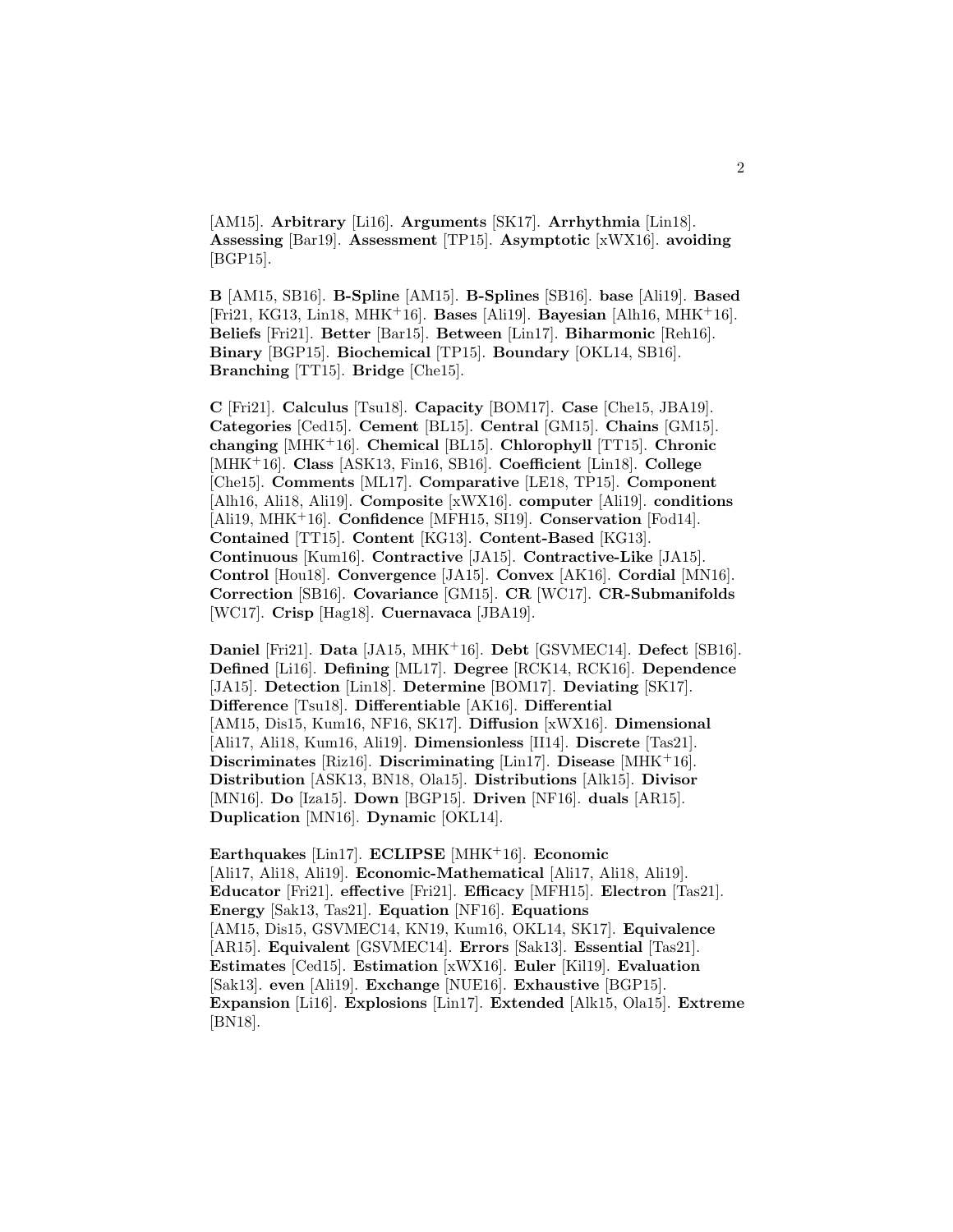[AM15]. **Arbitrary** [Li16]. **Arguments** [SK17]. **Arrhythmia** [Lin18]. **Assessing** [Bar19]. **Assessment** [TP15]. **Asymptotic** [xWX16]. **avoiding** [BGP15].

**B** [AM15, SB16]. **B-Spline** [AM15]. **B-Splines** [SB16]. **base** [Ali19]. **Based** [Fri21, KG13, Lin18, MHK+16]. **Bases** [Ali19]. **Bayesian** [Alh16, MHK+16]. **Beliefs** [Fri21]. **Better** [Bar15]. **Between** [Lin17]. **Biharmonic** [Reh16]. **Binary** [BGP15]. **Biochemical** [TP15]. **Boundary** [OKL14, SB16]. **Branching** [TT15]. **Bridge** [Che15].

**C** [Fri21]. **Calculus** [Tsu18]. **Capacity** [BOM17]. **Case** [Che15, JBA19]. **Categories** [Ced15]. **Cement** [BL15]. **Central** [GM15]. **Chains** [GM15]. **changing** [MHK+16]. **Chemical** [BL15]. **Chlorophyll** [TT15]. **Chronic** [MHK+16]. **Class** [ASK13, Fin16, SB16]. **Coefficient** [Lin18]. **College** [Che15]. **Comments** [ML17]. **Comparative** [LE18, TP15]. **Component** [Alh16, Ali18, Ali19]. **Composite** [xWX16]. **computer** [Ali19]. **conditions** [Ali19, MHK+16]. **Confidence** [MFH15, SI19]. **Conservation** [Fod14]. **Contained** [TT15]. **Content** [KG13]. **Content-Based** [KG13]. **Continuous** [Kum16]. **Contractive** [JA15]. **Contractive-Like** [JA15]. **Control** [Hou18]. **Convergence** [JA15]. **Convex** [AK16]. **Cordial** [MN16]. **Correction** [SB16]. **Covariance** [GM15]. **CR** [WC17]. **CR-Submanifolds** [WC17]. **Crisp** [Hag18]. **Cuernavaca** [JBA19].

**Daniel** [Fri21]. **Data** [JA15, MHK+16]. **Debt** [GSVMEC14]. **Defect** [SB16]. **Defined** [Li16]. **Defining** [ML17]. **Degree** [RCK14, RCK16]. **Dependence** [JA15]. **Detection** [Lin18]. **Determine** [BOM17]. **Deviating** [SK17]. **Difference** [Tsu18]. **Differentiable** [AK16]. **Differential** [AM15, Dis15, Kum16, NF16, SK17]. **Diffusion** [xWX16]. **Dimensional** [Ali17, Ali18, Kum16, Ali19]. **Dimensionless** [II14]. **Discrete** [Tas21]. **Discriminates** [Riz16]. **Discriminating** [Lin17]. **Disease** [MHK+16]. **Distribution** [ASK13, BN18, Ola15]. **Distributions** [Alk15]. **Divisor** [MN16]. **Do** [Iza15]. **Down** [BGP15]. **Driven** [NF16]. **duals** [AR15]. **Duplication** [MN16]. **Dynamic** [OKL14].

**Earthquakes** [Lin17]. **ECLIPSE** [MHK+16]. **Economic** [Ali17, Ali18, Ali19]. **Economic-Mathematical** [Ali17, Ali18, Ali19]. **Educator** [Fri21]. **effective** [Fri21]. **Efficacy** [MFH15]. **Electron** [Tas21]. **Energy** [Sak13, Tas21]. **Equation** [NF16]. **Equations** [AM15, Dis15, GSVMEC14, KN19, Kum16, OKL14, SK17]. **Equivalence** [AR15]. **Equivalent** [GSVMEC14]. **Errors** [Sak13]. **Essential** [Tas21]. **Estimates** [Ced15]. **Estimation** [xWX16]. **Euler** [Kil19]. **Evaluation** [Sak13]. **even** [Ali19]. **Exchange** [NUE16]. **Exhaustive** [BGP15]. **Expansion** [Li16]. **Explosions** [Lin17]. **Extended** [Alk15, Ola15]. **Extreme** [BN18].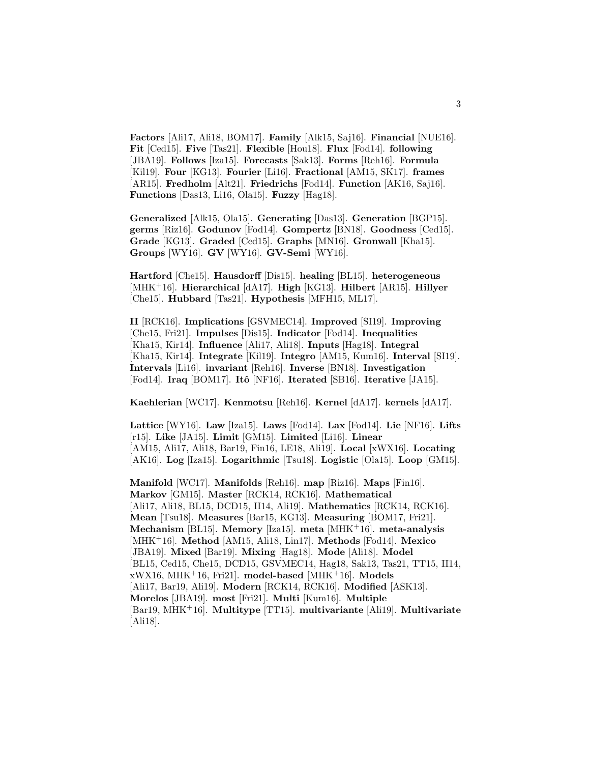**Factors** [Ali17, Ali18, BOM17]. **Family** [Alk15, Saj16]. **Financial** [NUE16]. **Fit** [Ced15]. **Five** [Tas21]. **Flexible** [Hou18]. **Flux** [Fod14]. **following** [JBA19]. **Follows** [Iza15]. **Forecasts** [Sak13]. **Forms** [Reh16]. **Formula** [Kil19]. **Four** [KG13]. **Fourier** [Li16]. **Fractional** [AM15, SK17]. **frames** [AR15]. **Fredholm** [Alt21]. **Friedrichs** [Fod14]. **Function** [AK16, Saj16]. **Functions** [Das13, Li16, Ola15]. **Fuzzy** [Hag18].

**Generalized** [Alk15, Ola15]. **Generating** [Das13]. **Generation** [BGP15]. **germs** [Riz16]. **Godunov** [Fod14]. **Gompertz** [BN18]. **Goodness** [Ced15]. **Grade** [KG13]. **Graded** [Ced15]. **Graphs** [MN16]. **Gronwall** [Kha15]. **Groups** [WY16]. **GV** [WY16]. **GV-Semi** [WY16].

**Hartford** [Che15]. **Hausdorff** [Dis15]. **healing** [BL15]. **heterogeneous** [MHK+16]. **Hierarchical** [dA17]. **High** [KG13]. **Hilbert** [AR15]. **Hillyer** [Che15]. **Hubbard** [Tas21]. **Hypothesis** [MFH15, ML17].

**II** [RCK16]. **Implications** [GSVMEC14]. **Improved** [SI19]. **Improving** [Che15, Fri21]. **Impulses** [Dis15]. **Indicator** [Fod14]. **Inequalities** [Kha15, Kir14]. **Influence** [Ali17, Ali18]. **Inputs** [Hag18]. **Integral** [Kha15, Kir14]. **Integrate** [Kil19]. **Integro** [AM15, Kum16]. **Interval** [SI19]. **Intervals** [Li16]. **invariant** [Reh16]. **Inverse** [BN18]. **Investigation** [Fod14]. **Iraq** [BOM17]. **Itô** [NF16]. **Iterated** [SB16]. **Iterative** [JA15].

**Kaehlerian** [WC17]. **Kenmotsu** [Reh16]. **Kernel** [dA17]. **kernels** [dA17].

**Lattice** [WY16]. **Law** [Iza15]. **Laws** [Fod14]. **Lax** [Fod14]. **Lie** [NF16]. **Lifts** [r15]. **Like** [JA15]. **Limit** [GM15]. **Limited** [Li16]. **Linear** [AM15, Ali17, Ali18, Bar19, Fin16, LE18, Ali19]. **Local** [xWX16]. **Locating** [AK16]. **Log** [Iza15]. **Logarithmic** [Tsu18]. **Logistic** [Ola15]. **Loop** [GM15].

**Manifold** [WC17]. **Manifolds** [Reh16]. **map** [Riz16]. **Maps** [Fin16]. **Markov** [GM15]. **Master** [RCK14, RCK16]. **Mathematical** [Ali17, Ali18, BL15, DCD15, II14, Ali19]. **Mathematics** [RCK14, RCK16]. **Mean** [Tsu18]. **Measures** [Bar15, KG13]. **Measuring** [BOM17, Fri21]. **Mechanism** [BL15]. **Memory** [Iza15]. **meta** [MHK+16]. **meta-analysis** [MHK+16]. **Method** [AM15, Ali18, Lin17]. **Methods** [Fod14]. **Mexico** [JBA19]. **Mixed** [Bar19]. **Mixing** [Hag18]. **Mode** [Ali18]. **Model** [BL15, Ced15, Che15, DCD15, GSVMEC14, Hag18, Sak13, Tas21, TT15, II14, xWX16, MHK+16, Fri21]. **model-based** [MHK+16]. **Models** [Ali17, Bar19, Ali19]. **Modern** [RCK14, RCK16]. **Modified** [ASK13]. **Morelos** [JBA19]. **most** [Fri21]. **Multi** [Kum16]. **Multiple** [Bar19, MHK+16]. **Multitype** [TT15]. **multivariante** [Ali19]. **Multivariate** [Ali18].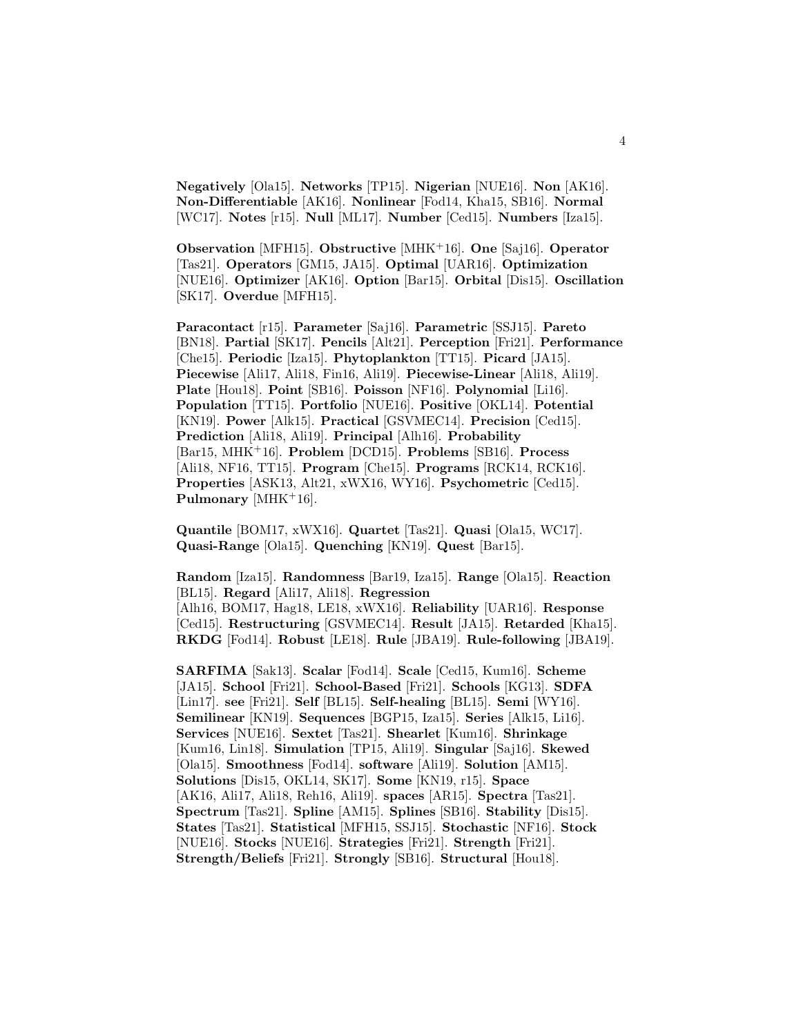**Negatively** [Ola15]. **Networks** [TP15]. **Nigerian** [NUE16]. **Non** [AK16]. **Non-Differentiable** [AK16]. **Nonlinear** [Fod14, Kha15, SB16]. **Normal** [WC17]. **Notes** [r15]. **Null** [ML17]. **Number** [Ced15]. **Numbers** [Iza15].

**Observation** [MFH15]. **Obstructive** [MHK+16]. **One** [Saj16]. **Operator** [Tas21]. **Operators** [GM15, JA15]. **Optimal** [UAR16]. **Optimization** [NUE16]. **Optimizer** [AK16]. **Option** [Bar15]. **Orbital** [Dis15]. **Oscillation** [SK17]. **Overdue** [MFH15].

**Paracontact** [r15]. **Parameter** [Saj16]. **Parametric** [SSJ15]. **Pareto** [BN18]. **Partial** [SK17]. **Pencils** [Alt21]. **Perception** [Fri21]. **Performance** [Che15]. **Periodic** [Iza15]. **Phytoplankton** [TT15]. **Picard** [JA15]. **Piecewise** [Ali17, Ali18, Fin16, Ali19]. **Piecewise-Linear** [Ali18, Ali19]. **Plate** [Hou18]. **Point** [SB16]. **Poisson** [NF16]. **Polynomial** [Li16]. **Population** [TT15]. **Portfolio** [NUE16]. **Positive** [OKL14]. **Potential** [KN19]. **Power** [Alk15]. **Practical** [GSVMEC14]. **Precision** [Ced15]. **Prediction** [Ali18, Ali19]. **Principal** [Alh16]. **Probability** [Bar15, MHK+16]. **Problem** [DCD15]. **Problems** [SB16]. **Process** [Ali18, NF16, TT15]. **Program** [Che15]. **Programs** [RCK14, RCK16]. **Properties** [ASK13, Alt21, xWX16, WY16]. **Psychometric** [Ced15]. **Pulmonary** [MHK+16].

**Quantile** [BOM17, xWX16]. **Quartet** [Tas21]. **Quasi** [Ola15, WC17]. **Quasi-Range** [Ola15]. **Quenching** [KN19]. **Quest** [Bar15].

**Random** [Iza15]. **Randomness** [Bar19, Iza15]. **Range** [Ola15]. **Reaction** [BL15]. **Regard** [Ali17, Ali18]. **Regression** [Alh16, BOM17, Hag18, LE18, xWX16]. **Reliability** [UAR16]. **Response** [Ced15]. **Restructuring** [GSVMEC14]. **Result** [JA15]. **Retarded** [Kha15]. **RKDG** [Fod14]. **Robust** [LE18]. **Rule** [JBA19]. **Rule-following** [JBA19].

**SARFIMA** [Sak13]. **Scalar** [Fod14]. **Scale** [Ced15, Kum16]. **Scheme** [JA15]. **School** [Fri21]. **School-Based** [Fri21]. **Schools** [KG13]. **SDFA** [Lin17]. **see** [Fri21]. **Self** [BL15]. **Self-healing** [BL15]. **Semi** [WY16]. **Semilinear** [KN19]. **Sequences** [BGP15, Iza15]. **Series** [Alk15, Li16]. **Services** [NUE16]. **Sextet** [Tas21]. **Shearlet** [Kum16]. **Shrinkage** [Kum16, Lin18]. **Simulation** [TP15, Ali19]. **Singular** [Saj16]. **Skewed** [Ola15]. **Smoothness** [Fod14]. **software** [Ali19]. **Solution** [AM15]. **Solutions** [Dis15, OKL14, SK17]. **Some** [KN19, r15]. **Space** [AK16, Ali17, Ali18, Reh16, Ali19]. **spaces** [AR15]. **Spectra** [Tas21]. **Spectrum** [Tas21]. **Spline** [AM15]. **Splines** [SB16]. **Stability** [Dis15]. **States** [Tas21]. **Statistical** [MFH15, SSJ15]. **Stochastic** [NF16]. **Stock** [NUE16]. **Stocks** [NUE16]. **Strategies** [Fri21]. **Strength** [Fri21]. **Strength/Beliefs** [Fri21]. **Strongly** [SB16]. **Structural** [Hou18].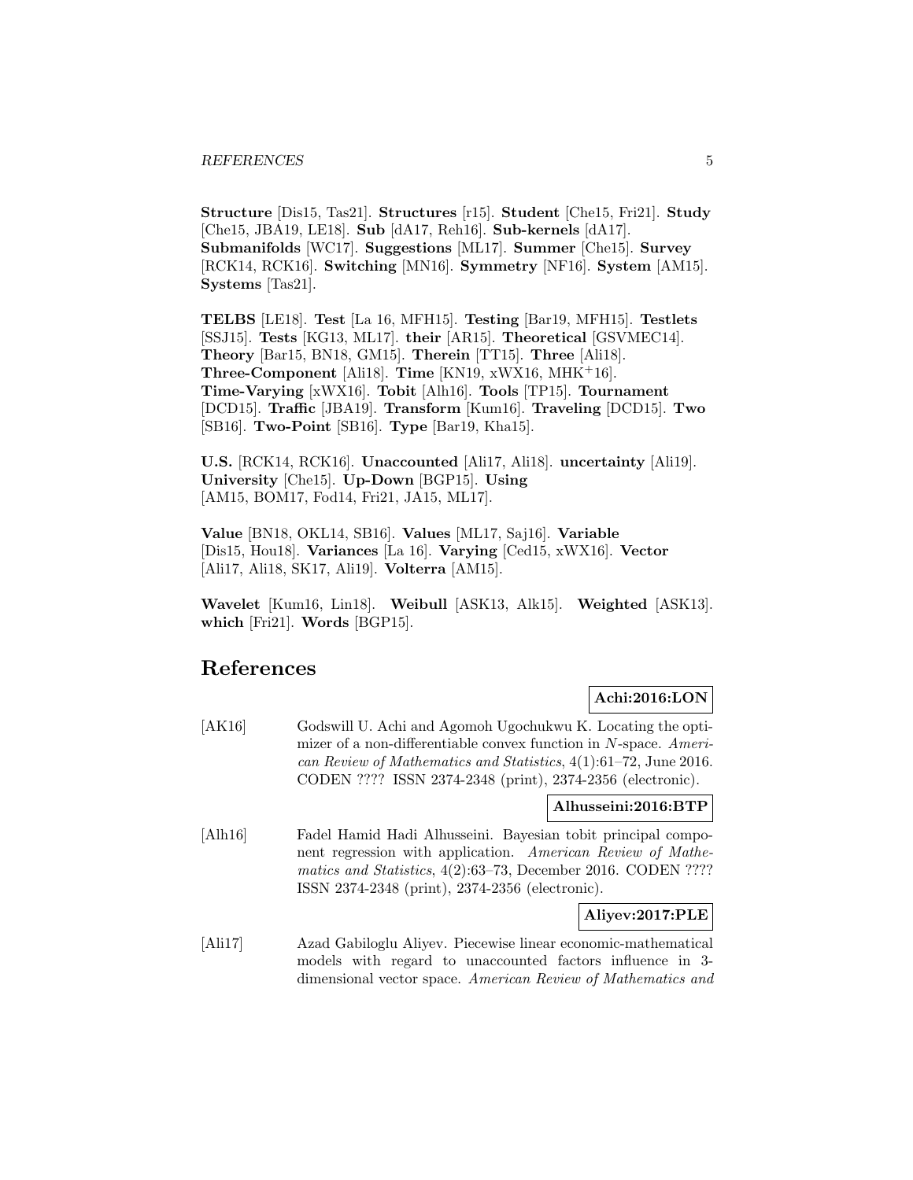**Structure** [Dis15, Tas21]. **Structures** [r15]. **Student** [Che15, Fri21]. **Study** [Che15, JBA19, LE18]. **Sub** [dA17, Reh16]. **Sub-kernels** [dA17]. **Submanifolds** [WC17]. **Suggestions** [ML17]. **Summer** [Che15]. **Survey** [RCK14, RCK16]. **Switching** [MN16]. **Symmetry** [NF16]. **System** [AM15]. **Systems** [Tas21].

**TELBS** [LE18]. **Test** [La 16, MFH15]. **Testing** [Bar19, MFH15]. **Testlets** [SSJ15]. **Tests** [KG13, ML17]. **their** [AR15]. **Theoretical** [GSVMEC14]. **Theory** [Bar15, BN18, GM15]. **Therein** [TT15]. **Three** [Ali18]. **Three-Component** [Ali18]. **Time** [KN19, xWX16, MHK+16]. **Time-Varying** [xWX16]. **Tobit** [Alh16]. **Tools** [TP15]. **Tournament** [DCD15]. **Traffic** [JBA19]. **Transform** [Kum16]. **Traveling** [DCD15]. **Two** [SB16]. **Two-Point** [SB16]. **Type** [Bar19, Kha15].

**U.S.** [RCK14, RCK16]. **Unaccounted** [Ali17, Ali18]. **uncertainty** [Ali19]. **University** [Che15]. **Up-Down** [BGP15]. **Using** [AM15, BOM17, Fod14, Fri21, JA15, ML17].

**Value** [BN18, OKL14, SB16]. **Values** [ML17, Saj16]. **Variable** [Dis15, Hou18]. **Variances** [La 16]. **Varying** [Ced15, xWX16]. **Vector** [Ali17, Ali18, SK17, Ali19]. **Volterra** [AM15].

**Wavelet** [Kum16, Lin18]. **Weibull** [ASK13, Alk15]. **Weighted** [ASK13]. **which** [Fri21]. **Words** [BGP15].

# References

**Achi:2016:LON**

[AK16] Godswill U. Achi and Agomoh Ugochukwu K. Locating the optimizer of a non-differentiable convex function in $N$-space. *American Review of Mathematics and Statistics*, 4(1):61–72, June 2016. CODEN ???? ISSN 2374-2348 (print), 2374-2356 (electronic).

**Alhusseini:2016:BTP**

[Alh16] Fadel Hamid Hadi Alhusseini. Bayesian tobit principal component regression with application. *American Review of Mathematics and Statistics*, 4(2):63–73, December 2016. CODEN ???? ISSN 2374-2348 (print), 2374-2356 (electronic).

**Aliyev:2017:PLE**

[Ali17] Azad Gabiloglu Aliyev. Piecewise linear economic-mathematical models with regard to unaccounted factors influence in 3-dimensional vector space. *American Review of Mathematics and*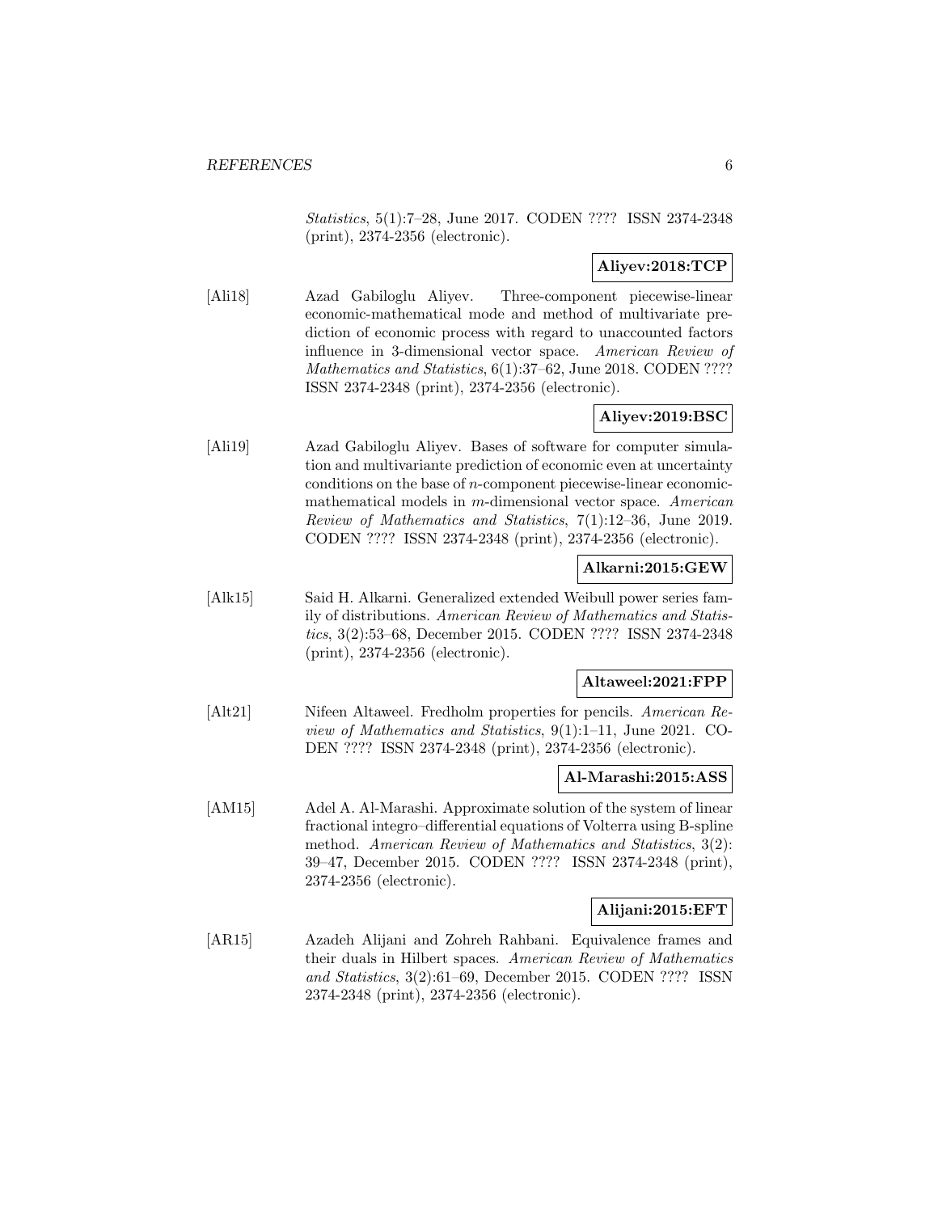*Statistics*, 5(1):7–28, June 2017. CODEN ???? ISSN 2374-2348 (print), 2374-2356 (electronic).

**Aliyev:2018:TCP**

[Ali18] Azad Gabiloglu Aliyev. Three-component piecewise-linear economic-mathematical mode and method of multivariate prediction of economic process with regard to unaccounted factors influence in 3-dimensional vector space. *American Review of Mathematics and Statistics*, 6(1):37–62, June 2018. CODEN ???? ISSN 2374-2348 (print), 2374-2356 (electronic).

**Aliyev:2019:BSC**

[Ali19] Azad Gabiloglu Aliyev. Bases of software for computer simulation and multivariante prediction of economic even at uncertainty conditions on the base of $n$-component piecewise-linear economic-mathematical models in $m$-dimensional vector space. *American Review of Mathematics and Statistics*, 7(1):12–36, June 2019. CODEN ???? ISSN 2374-2348 (print), 2374-2356 (electronic).

**Alkarni:2015:GEW**

[Alk15] Said H. Alkarni. Generalized extended Weibull power series family of distributions. *American Review of Mathematics and Statistics*, 3(2):53–68, December 2015. CODEN ???? ISSN 2374-2348 (print), 2374-2356 (electronic).

**Altaweel:2021:FPP**

[Alt21] Nifeen Altaweel. Fredholm properties for pencils. *American Review of Mathematics and Statistics*, 9(1):1–11, June 2021. CODEN ???? ISSN 2374-2348 (print), 2374-2356 (electronic).

**Al-Marashi:2015:ASS**

[AM15] Adel A. Al-Marashi. Approximate solution of the system of linear fractional integro–differential equations of Volterra using B-spline method. *American Review of Mathematics and Statistics*, 3(2): 39–47, December 2015. CODEN ???? ISSN 2374-2348 (print), 2374-2356 (electronic).

**Alijani:2015:EFT**

[AR15] Azadeh Alijani and Zohreh Rahbani. Equivalence frames and their duals in Hilbert spaces. *American Review of Mathematics and Statistics*, 3(2):61–69, December 2015. CODEN ???? ISSN 2374-2348 (print), 2374-2356 (electronic).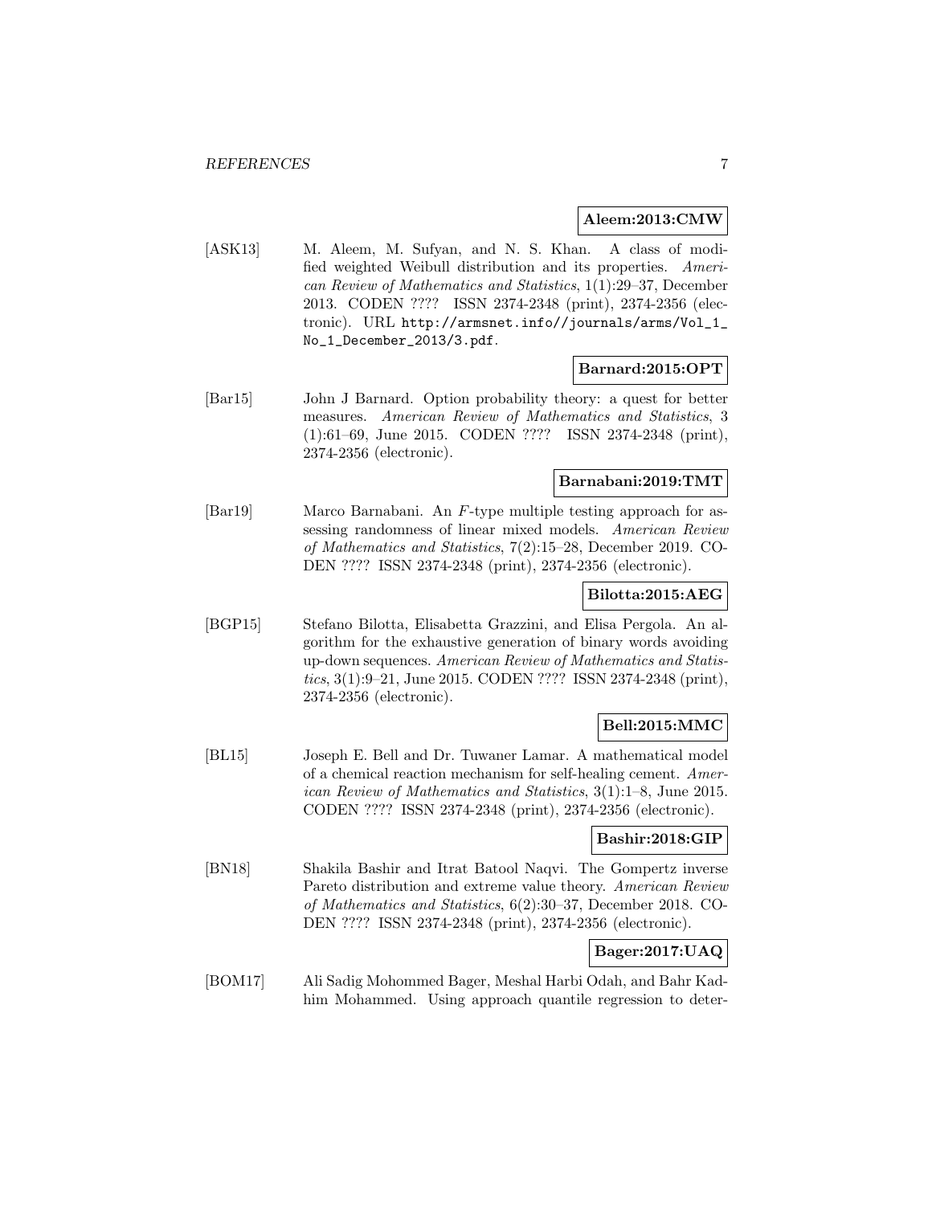**Aleem:2013:CMW**

[ASK13] M. Aleem, M. Sufyan, and N. S. Khan. A class of modified weighted Weibull distribution and its properties. *American Review of Mathematics and Statistics*, 1(1):29–37, December 2013. CODEN ???? ISSN 2374-2348 (print), 2374-2356 (electronic). URL `http://armsnet.info//journals/arms/Vol_1_No_1_December_2013/3.pdf`.

**Barnard:2015:OPT**

[Bar15] John J Barnard. Option probability theory: a quest for better measures. *American Review of Mathematics and Statistics*, 3 (1):61–69, June 2015. CODEN ???? ISSN 2374-2348 (print), 2374-2356 (electronic).

**Barnabani:2019:TMT**

[Bar19] Marco Barnabani. An $F$-type multiple testing approach for assessing randomness of linear mixed models. *American Review of Mathematics and Statistics*, 7(2):15–28, December 2019. CODEN ???? ISSN 2374-2348 (print), 2374-2356 (electronic).

**Bilotta:2015:AEG**

[BGP15] Stefano Bilotta, Elisabetta Grazzini, and Elisa Pergola. An algorithm for the exhaustive generation of binary words avoiding up-down sequences. *American Review of Mathematics and Statistics*, 3(1):9–21, June 2015. CODEN ???? ISSN 2374-2348 (print), 2374-2356 (electronic).

**Bell:2015:MMC**

[BL15] Joseph E. Bell and Dr. Tuwaner Lamar. A mathematical model of a chemical reaction mechanism for self-healing cement. *American Review of Mathematics and Statistics*, 3(1):1–8, June 2015. CODEN ???? ISSN 2374-2348 (print), 2374-2356 (electronic).

**Bashir:2018:GIP**

[BN18] Shakila Bashir and Itrat Batool Naqvi. The Gompertz inverse Pareto distribution and extreme value theory. *American Review of Mathematics and Statistics*, 6(2):30–37, December 2018. CODEN ???? ISSN 2374-2348 (print), 2374-2356 (electronic).

**Bager:2017:UAQ**

[BOM17] Ali Sadig Mohommed Bager, Meshal Harbi Odah, and Bahr Kadhim Mohammed. Using approach quantile regression to deter-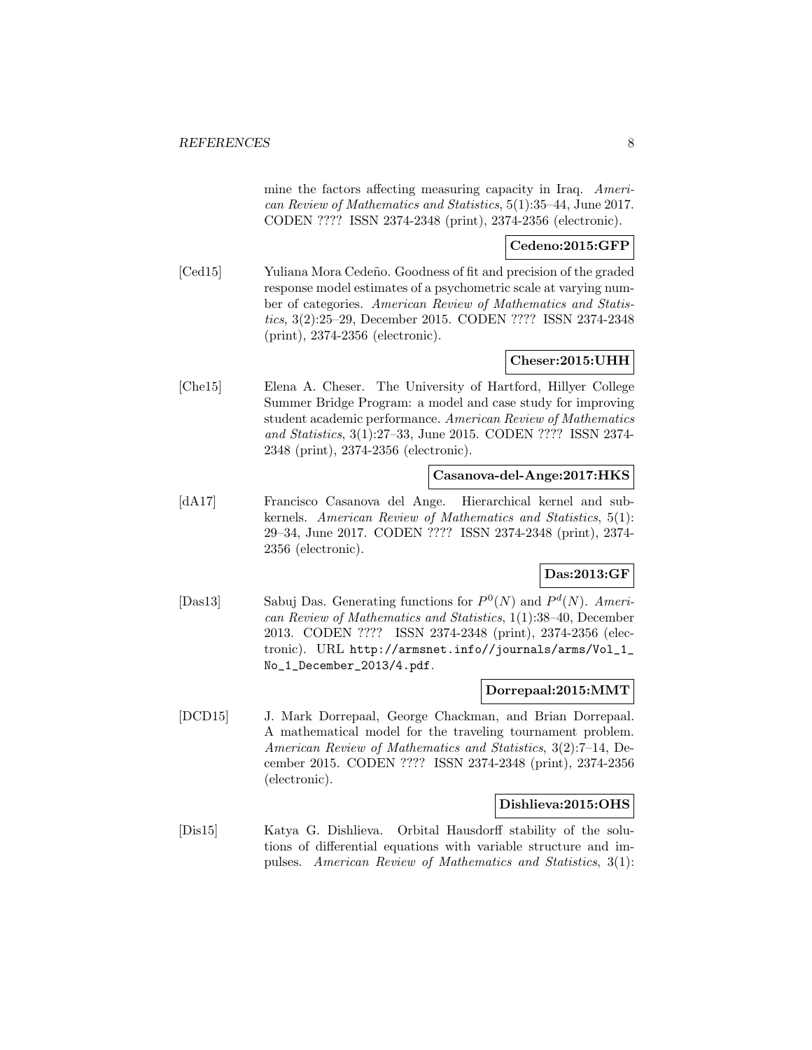mine the factors affecting measuring capacity in Iraq. *American Review of Mathematics and Statistics*, 5(1):35–44, June 2017. CODEN ???? ISSN 2374-2348 (print), 2374-2356 (electronic).

**Cedeno:2015:GFP**

[Ced15] Yuliana Mora Cedeño. Goodness of fit and precision of the graded response model estimates of a psychometric scale at varying number of categories. *American Review of Mathematics and Statistics*, 3(2):25–29, December 2015. CODEN ???? ISSN 2374-2348 (print), 2374-2356 (electronic).

**Cheser:2015:UHH**

[Che15] Elena A. Cheser. The University of Hartford, Hillyer College Summer Bridge Program: a model and case study for improving student academic performance. *American Review of Mathematics and Statistics*, 3(1):27–33, June 2015. CODEN ???? ISSN 2374-2348 (print), 2374-2356 (electronic).

**Casanova-del-Ange:2017:HKS**

[dA17] Francisco Casanova del Ange. Hierarchical kernel and subkernels. *American Review of Mathematics and Statistics*, 5(1): 29–34, June 2017. CODEN ???? ISSN 2374-2348 (print), 2374-2356 (electronic).

**Das:2013:GF**

[Das13] Sabuj Das. Generating functions for $P^0(N)$ and $P^d(N)$. *American Review of Mathematics and Statistics*, 1(1):38–40, December 2013. CODEN ???? ISSN 2374-2348 (print), 2374-2356 (electronic). URL http://armsnet.info//journals/arms/Vol_1_No_1_December_2013/4.pdf.

**Dorrepaal:2015:MMT**

[DCD15] J. Mark Dorrepaal, George Chackman, and Brian Dorrepaal. A mathematical model for the traveling tournament problem. *American Review of Mathematics and Statistics*, 3(2):7–14, December 2015. CODEN ???? ISSN 2374-2348 (print), 2374-2356 (electronic).

**Dishlieva:2015:OHS**

[Dis15] Katya G. Dishlieva. Orbital Hausdorff stability of the solutions of differential equations with variable structure and impulses. *American Review of Mathematics and Statistics*, 3(1):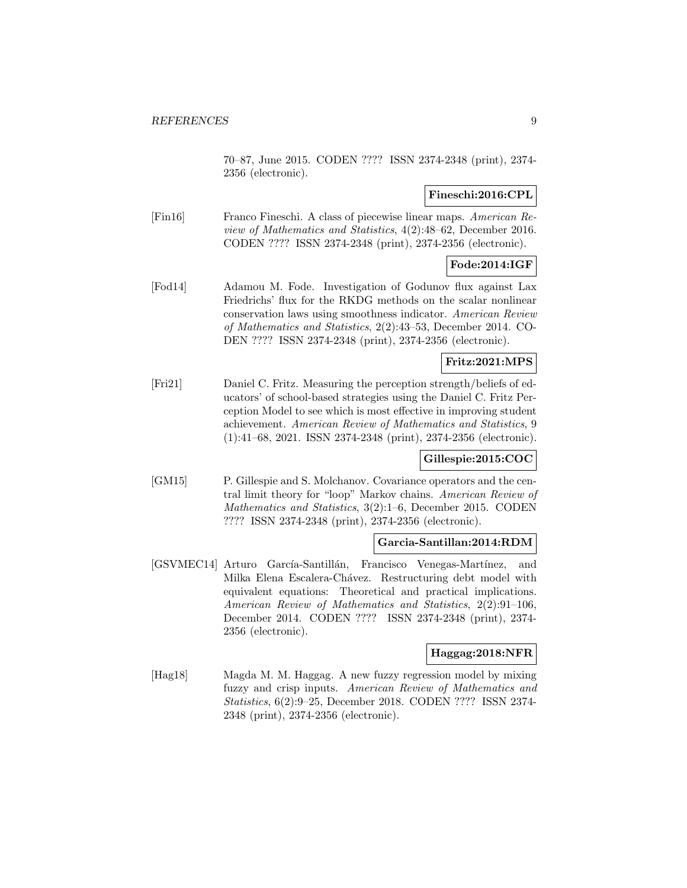70–87, June 2015. CODEN ???? ISSN 2374-2348 (print), 2374-2356 (electronic).

**Fineschi:2016:CPL**

[Fin16] Franco Fineschi. A class of piecewise linear maps. *American Review of Mathematics and Statistics*, 4(2):48–62, December 2016. CODEN ???? ISSN 2374-2348 (print), 2374-2356 (electronic).

**Fode:2014:IGF**

[Fod14] Adamou M. Fode. Investigation of Godunov flux against Lax Friedrichs' flux for the RKDG methods on the scalar nonlinear conservation laws using smoothness indicator. *American Review of Mathematics and Statistics*, 2(2):43–53, December 2014. CODEN ???? ISSN 2374-2348 (print), 2374-2356 (electronic).

**Fritz:2021:MPS**

[Fri21] Daniel C. Fritz. Measuring the perception strength/beliefs of educators' of school-based strategies using the Daniel C. Fritz Perception Model to see which is most effective in improving student achievement. *American Review of Mathematics and Statistics*, 9 (1):41–68, 2021. ISSN 2374-2348 (print), 2374-2356 (electronic).

**Gillespie:2015:COC**

[GM15] P. Gillespie and S. Molchanov. Covariance operators and the central limit theory for "loop" Markov chains. *American Review of Mathematics and Statistics*, 3(2):1–6, December 2015. CODEN ???? ISSN 2374-2348 (print), 2374-2356 (electronic).

**Garcia-Santillan:2014:RDM**

[GSVMEC14] Arturo García-Santillán, Francisco Venegas-Martínez, and Milka Elena Escalera-Chávez. Restructuring debt model with equivalent equations: Theoretical and practical implications. *American Review of Mathematics and Statistics*, 2(2):91–106, December 2014. CODEN ???? ISSN 2374-2348 (print), 2374-2356 (electronic).

**Haggag:2018:NFR**

[Hag18] Magda M. M. Haggag. A new fuzzy regression model by mixing fuzzy and crisp inputs. *American Review of Mathematics and Statistics*, 6(2):9–25, December 2018. CODEN ???? ISSN 2374-2348 (print), 2374-2356 (electronic).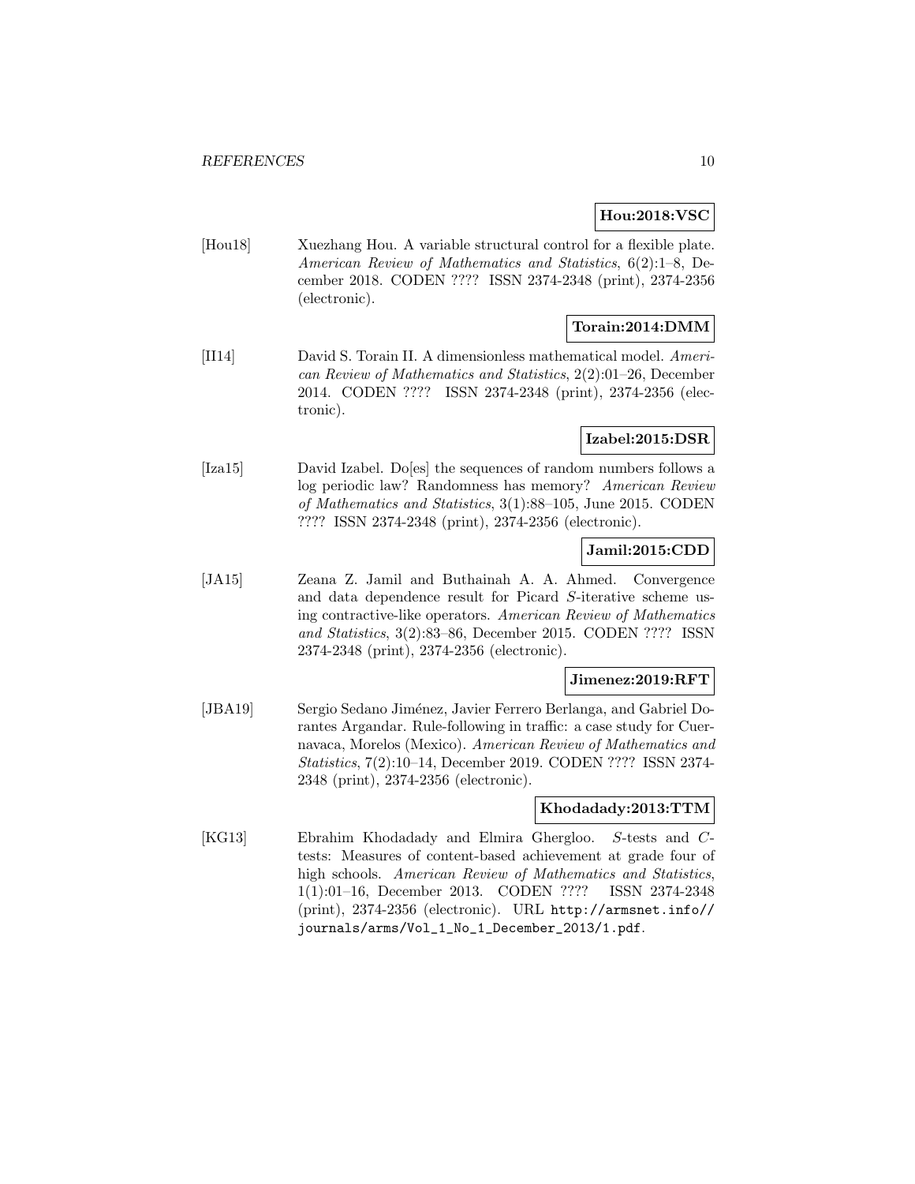**Hou:2018:VSC**

[Hou18] Xuezhang Hou. A variable structural control for a flexible plate. *American Review of Mathematics and Statistics*, 6(2):1–8, December 2018. CODEN ???? ISSN 2374-2348 (print), 2374-2356 (electronic).

**Torain:2014:DMM**

[II14] David S. Torain II. A dimensionless mathematical model. *American Review of Mathematics and Statistics*, 2(2):01–26, December 2014. CODEN ???? ISSN 2374-2348 (print), 2374-2356 (electronic).

**Izabel:2015:DSR**

[Iza15] David Izabel. Do[es] the sequences of random numbers follows a log periodic law? Randomness has memory? *American Review of Mathematics and Statistics*, 3(1):88–105, June 2015. CODEN ???? ISSN 2374-2348 (print), 2374-2356 (electronic).

**Jamil:2015:CDD**

[JA15] Zeana Z. Jamil and Buthainah A. A. Ahmed. Convergence and data dependence result for Picard $S$-iterative scheme using contractive-like operators. *American Review of Mathematics and Statistics*, 3(2):83–86, December 2015. CODEN ???? ISSN 2374-2348 (print), 2374-2356 (electronic).

**Jimenez:2019:RFT**

[JBA19] Sergio Sedano Jiménez, Javier Ferrero Berlanga, and Gabriel Dorantes Argandar. Rule-following in traffic: a case study for Cuernavaca, Morelos (Mexico). *American Review of Mathematics and Statistics*, 7(2):10–14, December 2019. CODEN ???? ISSN 2374-2348 (print), 2374-2356 (electronic).

**Khodadady:2013:TTM**

[KG13] Ebrahim Khodadady and Elmira Ghergloo. $S$-tests and $C$-tests: Measures of content-based achievement at grade four of high schools. *American Review of Mathematics and Statistics*, 1(1):01–16, December 2013. CODEN ???? ISSN 2374-2348 (print), 2374-2356 (electronic). URL `http://armsnet.info//journals/arms/Vol_1_No_1_December_2013/1.pdf`.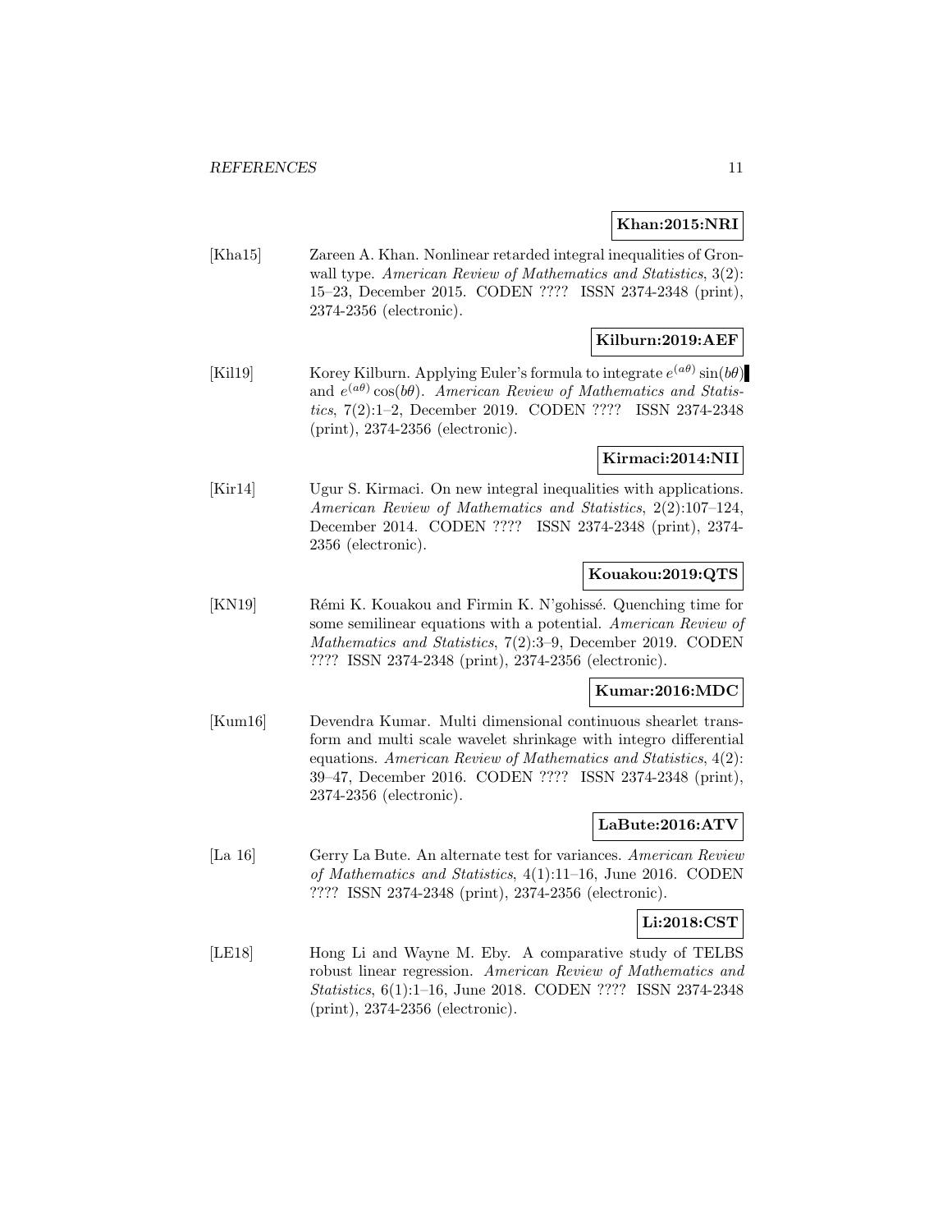**Khan:2015:NRI**

[Kha15] Zareen A. Khan. Nonlinear retarded integral inequalities of Gronwall type. *American Review of Mathematics and Statistics*, 3(2): 15–23, December 2015. CODEN ???? ISSN 2374-2348 (print), 2374-2356 (electronic).

**Kilburn:2019:AEF**

[Kil19] Korey Kilburn. Applying Euler's formula to integrate $e^{(a\theta)}\sin(b\theta)$ and $e^{(a\theta)}\cos(b\theta)$. *American Review of Mathematics and Statistics*, 7(2):1–2, December 2019. CODEN ???? ISSN 2374-2348 (print), 2374-2356 (electronic).

**Kirmaci:2014:NII**

[Kir14] Ugur S. Kirmaci. On new integral inequalities with applications. *American Review of Mathematics and Statistics*, 2(2):107–124, December 2014. CODEN ???? ISSN 2374-2348 (print), 2374-2356 (electronic).

**Kouakou:2019:QTS**

[KN19] Rémi K. Kouakou and Firmin K. N'gohissé. Quenching time for some semilinear equations with a potential. *American Review of Mathematics and Statistics*, 7(2):3–9, December 2019. CODEN ???? ISSN 2374-2348 (print), 2374-2356 (electronic).

**Kumar:2016:MDC**

[Kum16] Devendra Kumar. Multi dimensional continuous shearlet transform and multi scale wavelet shrinkage with integro differential equations. *American Review of Mathematics and Statistics*, 4(2): 39–47, December 2016. CODEN ???? ISSN 2374-2348 (print), 2374-2356 (electronic).

**LaBute:2016:ATV**

[La 16] Gerry La Bute. An alternate test for variances. *American Review of Mathematics and Statistics*, 4(1):11–16, June 2016. CODEN ???? ISSN 2374-2348 (print), 2374-2356 (electronic).

**Li:2018:CST**

[LE18] Hong Li and Wayne M. Eby. A comparative study of TELBS robust linear regression. *American Review of Mathematics and Statistics*, 6(1):1–16, June 2018. CODEN ???? ISSN 2374-2348 (print), 2374-2356 (electronic).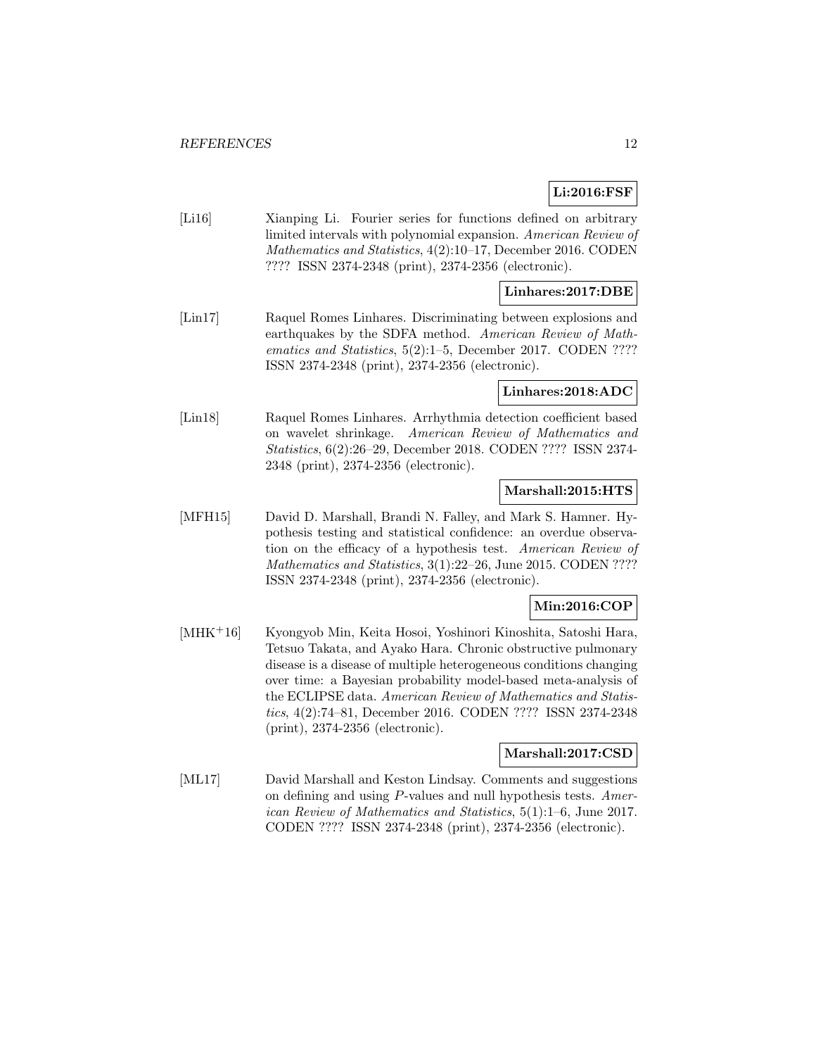**Li:2016:FSF**

[Li16] Xianping Li. Fourier series for functions defined on arbitrary limited intervals with polynomial expansion. *American Review of Mathematics and Statistics*, 4(2):10–17, December 2016. CODEN ???? ISSN 2374-2348 (print), 2374-2356 (electronic).

**Linhares:2017:DBE**

[Lin17] Raquel Romes Linhares. Discriminating between explosions and earthquakes by the SDFA method. *American Review of Mathematics and Statistics*, 5(2):1–5, December 2017. CODEN ???? ISSN 2374-2348 (print), 2374-2356 (electronic).

**Linhares:2018:ADC**

[Lin18] Raquel Romes Linhares. Arrhythmia detection coefficient based on wavelet shrinkage. *American Review of Mathematics and Statistics*, 6(2):26–29, December 2018. CODEN ???? ISSN 2374-2348 (print), 2374-2356 (electronic).

**Marshall:2015:HTS**

[MFH15] David D. Marshall, Brandi N. Falley, and Mark S. Hamner. Hypothesis testing and statistical confidence: an overdue observation on the efficacy of a hypothesis test. *American Review of Mathematics and Statistics*, 3(1):22–26, June 2015. CODEN ???? ISSN 2374-2348 (print), 2374-2356 (electronic).

**Min:2016:COP**

[MHK+16] Kyongyob Min, Keita Hosoi, Yoshinori Kinoshita, Satoshi Hara, Tetsuo Takata, and Ayako Hara. Chronic obstructive pulmonary disease is a disease of multiple heterogeneous conditions changing over time: a Bayesian probability model-based meta-analysis of the ECLIPSE data. *American Review of Mathematics and Statistics*, 4(2):74–81, December 2016. CODEN ???? ISSN 2374-2348 (print), 2374-2356 (electronic).

**Marshall:2017:CSD**

[ML17] David Marshall and Keston Lindsay. Comments and suggestions on defining and using $P$-values and null hypothesis tests. *American Review of Mathematics and Statistics*, 5(1):1–6, June 2017. CODEN ???? ISSN 2374-2348 (print), 2374-2356 (electronic).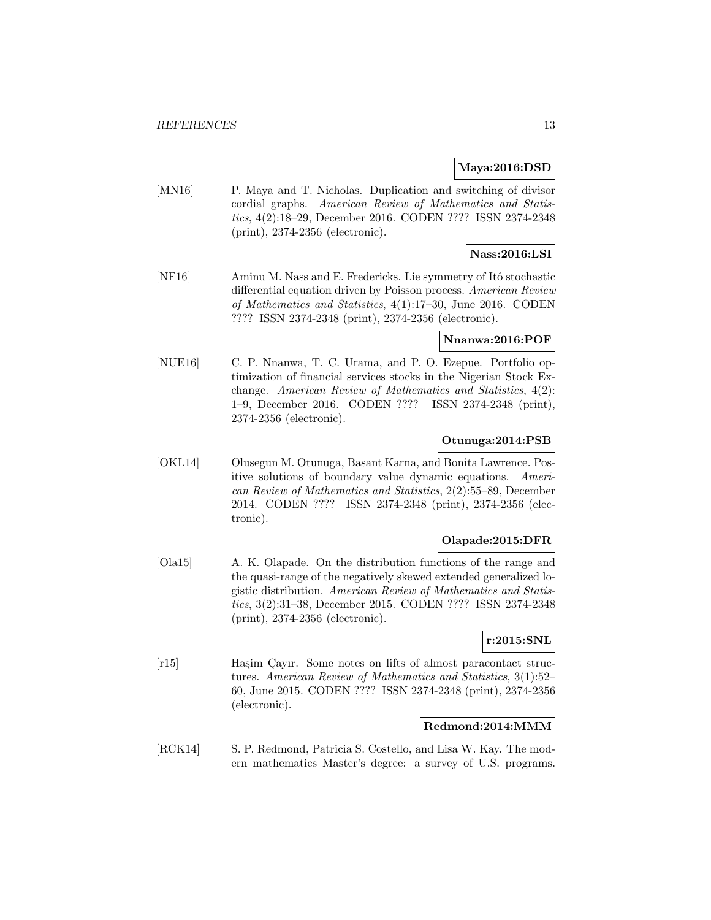**Maya:2016:DSD**

[MN16] P. Maya and T. Nicholas. Duplication and switching of divisor cordial graphs. *American Review of Mathematics and Statistics*, 4(2):18–29, December 2016. CODEN ???? ISSN 2374-2348 (print), 2374-2356 (electronic).

**Nass:2016:LSI**

[NF16] Aminu M. Nass and E. Fredericks. Lie symmetry of Itô stochastic differential equation driven by Poisson process. *American Review of Mathematics and Statistics*, 4(1):17–30, June 2016. CODEN ???? ISSN 2374-2348 (print), 2374-2356 (electronic).

**Nnanwa:2016:POF**

[NUE16] C. P. Nnanwa, T. C. Urama, and P. O. Ezepue. Portfolio optimization of financial services stocks in the Nigerian Stock Exchange. *American Review of Mathematics and Statistics*, 4(2): 1–9, December 2016. CODEN ???? ISSN 2374-2348 (print), 2374-2356 (electronic).

**Otunuga:2014:PSB**

[OKL14] Olusegun M. Otunuga, Basant Karna, and Bonita Lawrence. Positive solutions of boundary value dynamic equations. *American Review of Mathematics and Statistics*, 2(2):55–89, December 2014. CODEN ???? ISSN 2374-2348 (print), 2374-2356 (electronic).

**Olapade:2015:DFR**

[Ola15] A. K. Olapade. On the distribution functions of the range and the quasi-range of the negatively skewed extended generalized logistic distribution. *American Review of Mathematics and Statistics*, 3(2):31–38, December 2015. CODEN ???? ISSN 2374-2348 (print), 2374-2356 (electronic).

**r:2015:SNL**

[r15] Haşim Çayır. Some notes on lifts of almost paracontact structures. *American Review of Mathematics and Statistics*, 3(1):52–60, June 2015. CODEN ???? ISSN 2374-2348 (print), 2374-2356 (electronic).

**Redmond:2014:MMM**

[RCK14] S. P. Redmond, Patricia S. Costello, and Lisa W. Kay. The modern mathematics Master's degree: a survey of U.S. programs.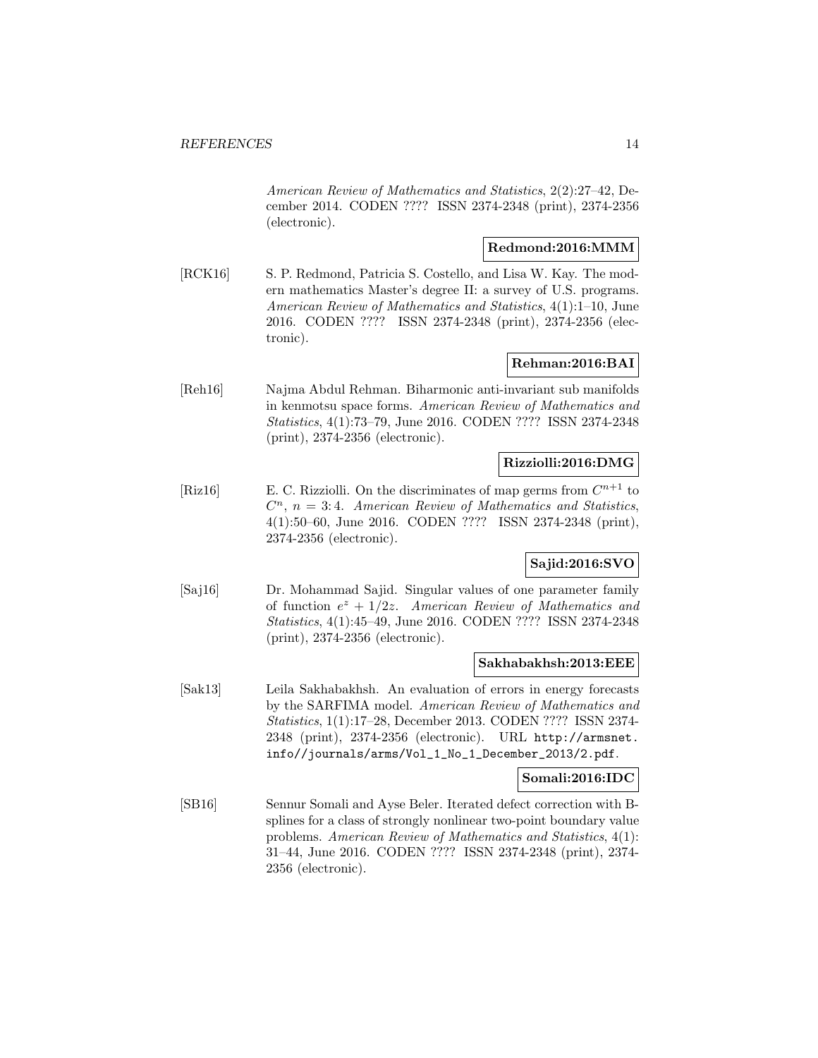*American Review of Mathematics and Statistics*, 2(2):27–42, December 2014. CODEN ???? ISSN 2374-2348 (print), 2374-2356 (electronic).

**Redmond:2016:MMM**

[RCK16] S. P. Redmond, Patricia S. Costello, and Lisa W. Kay. The modern mathematics Master's degree II: a survey of U.S. programs. *American Review of Mathematics and Statistics*, 4(1):1–10, June 2016. CODEN ???? ISSN 2374-2348 (print), 2374-2356 (electronic).

**Rehman:2016:BAI**

[Reh16] Najma Abdul Rehman. Biharmonic anti-invariant sub manifolds in kenmotsu space forms. *American Review of Mathematics and Statistics*, 4(1):73–79, June 2016. CODEN ???? ISSN 2374-2348 (print), 2374-2356 (electronic).

**Rizziolli:2016:DMG**

[Riz16] E. C. Rizziolli. On the discriminates of map germs from $C^{n+1}$ to $C^n$, $n = 3{:}\,4$. *American Review of Mathematics and Statistics*, 4(1):50–60, June 2016. CODEN ???? ISSN 2374-2348 (print), 2374-2356 (electronic).

**Sajid:2016:SVO**

[Saj16] Dr. Mohammad Sajid. Singular values of one parameter family of function $e^z + 1/2z$. *American Review of Mathematics and Statistics*, 4(1):45–49, June 2016. CODEN ???? ISSN 2374-2348 (print), 2374-2356 (electronic).

**Sakhabakhsh:2013:EEE**

[Sak13] Leila Sakhabakhsh. An evaluation of errors in energy forecasts by the SARFIMA model. *American Review of Mathematics and Statistics*, 1(1):17–28, December 2013. CODEN ???? ISSN 2374-2348 (print), 2374-2356 (electronic). URL `http://armsnet.info//journals/arms/Vol_1_No_1_December_2013/2.pdf`.

**Somali:2016:IDC**

[SB16] Sennur Somali and Ayse Beler. Iterated defect correction with B-splines for a class of strongly nonlinear two-point boundary value problems. *American Review of Mathematics and Statistics*, 4(1):31–44, June 2016. CODEN ???? ISSN 2374-2348 (print), 2374-2356 (electronic).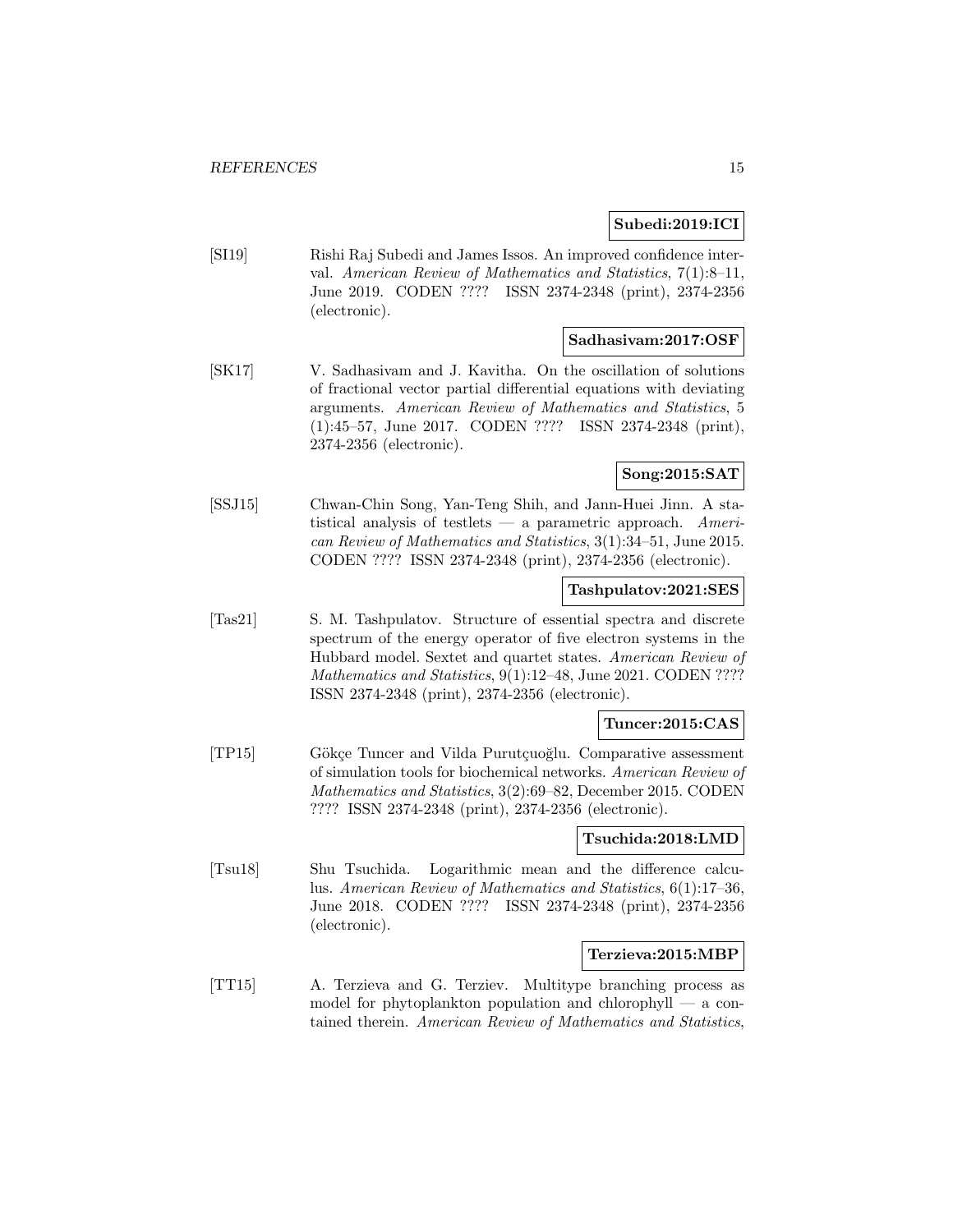**Subedi:2019:ICI**

[SI19] Rishi Raj Subedi and James Issos. An improved confidence interval. *American Review of Mathematics and Statistics*, 7(1):8–11, June 2019. CODEN ???? ISSN 2374-2348 (print), 2374-2356 (electronic).

**Sadhasivam:2017:OSF**

[SK17] V. Sadhasivam and J. Kavitha. On the oscillation of solutions of fractional vector partial differential equations with deviating arguments. *American Review of Mathematics and Statistics*, 5 (1):45–57, June 2017. CODEN ???? ISSN 2374-2348 (print), 2374-2356 (electronic).

**Song:2015:SAT**

[SSJ15] Chwan-Chin Song, Yan-Teng Shih, and Jann-Huei Jinn. A statistical analysis of testlets — a parametric approach. *American Review of Mathematics and Statistics*, 3(1):34–51, June 2015. CODEN ???? ISSN 2374-2348 (print), 2374-2356 (electronic).

**Tashpulatov:2021:SES**

[Tas21] S. M. Tashpulatov. Structure of essential spectra and discrete spectrum of the energy operator of five electron systems in the Hubbard model. Sextet and quartet states. *American Review of Mathematics and Statistics*, 9(1):12–48, June 2021. CODEN ???? ISSN 2374-2348 (print), 2374-2356 (electronic).

**Tuncer:2015:CAS**

[TP15] Gökçe Tuncer and Vilda Purutçuoğlu. Comparative assessment of simulation tools for biochemical networks. *American Review of Mathematics and Statistics*, 3(2):69–82, December 2015. CODEN ???? ISSN 2374-2348 (print), 2374-2356 (electronic).

**Tsuchida:2018:LMD**

[Tsu18] Shu Tsuchida. Logarithmic mean and the difference calculus. *American Review of Mathematics and Statistics*, 6(1):17–36, June 2018. CODEN ???? ISSN 2374-2348 (print), 2374-2356 (electronic).

**Terzieva:2015:MBP**

[TT15] A. Terzieva and G. Terziev. Multitype branching process as model for phytoplankton population and chlorophyll — a contained therein. *American Review of Mathematics and Statistics*,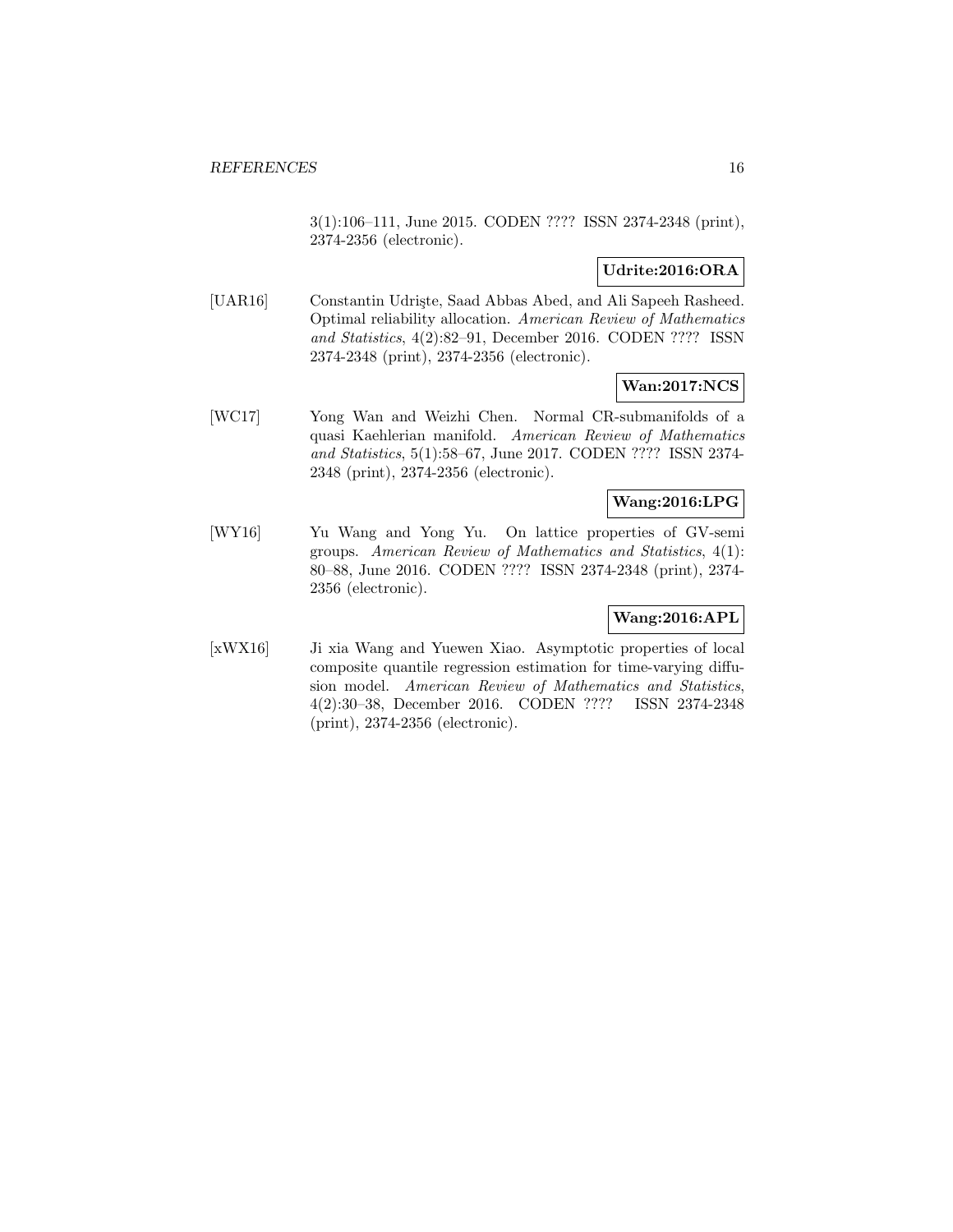3(1):106–111, June 2015. CODEN ???? ISSN 2374-2348 (print), 2374-2356 (electronic).

**Udrite:2016:ORA**

[UAR16] Constantin Udrişte, Saad Abbas Abed, and Ali Sapeeh Rasheed. Optimal reliability allocation. *American Review of Mathematics and Statistics*, 4(2):82–91, December 2016. CODEN ???? ISSN 2374-2348 (print), 2374-2356 (electronic).

**Wan:2017:NCS**

[WC17] Yong Wan and Weizhi Chen. Normal CR-submanifolds of a quasi Kaehlerian manifold. *American Review of Mathematics and Statistics*, 5(1):58–67, June 2017. CODEN ???? ISSN 2374-2348 (print), 2374-2356 (electronic).

**Wang:2016:LPG**

[WY16] Yu Wang and Yong Yu. On lattice properties of GV-semi groups. *American Review of Mathematics and Statistics*, 4(1): 80–88, June 2016. CODEN ???? ISSN 2374-2348 (print), 2374-2356 (electronic).

**Wang:2016:APL**

[xWX16] Ji xia Wang and Yuewen Xiao. Asymptotic properties of local composite quantile regression estimation for time-varying diffusion model. *American Review of Mathematics and Statistics*, 4(2):30–38, December 2016. CODEN ???? ISSN 2374-2348 (print), 2374-2356 (electronic).